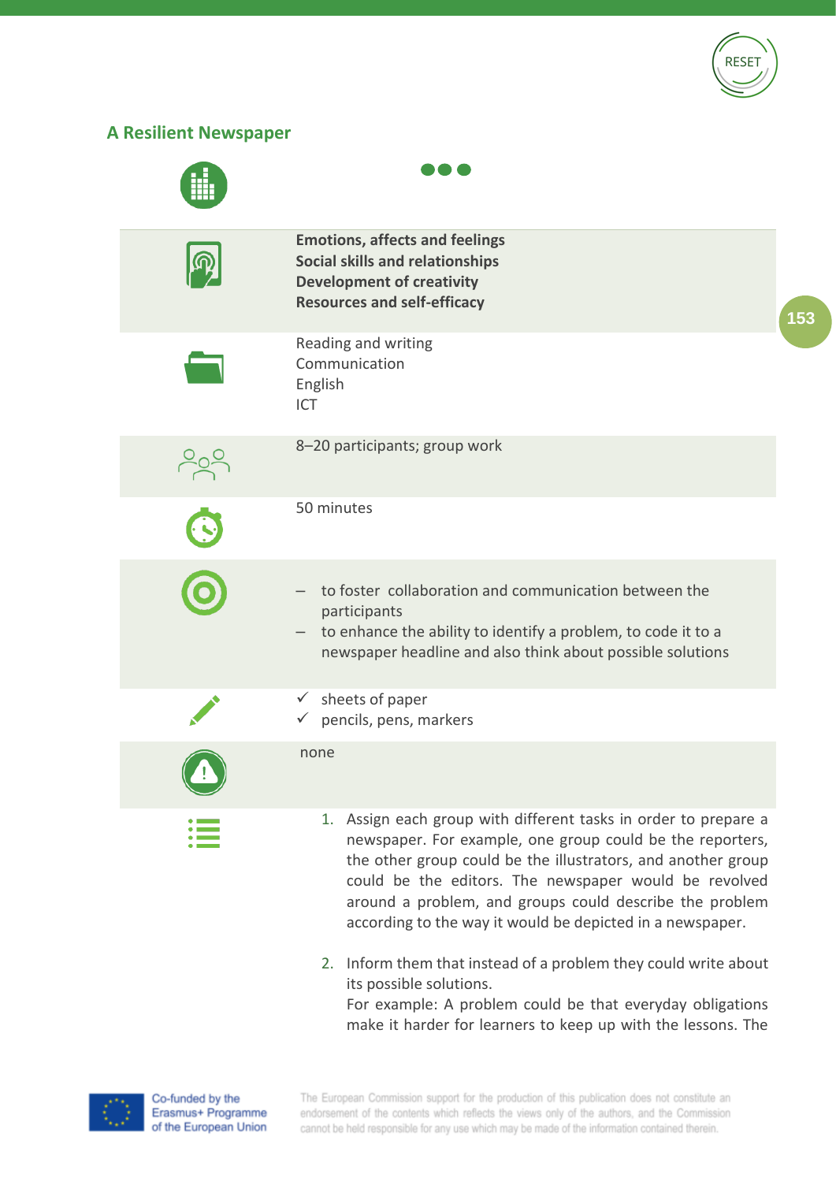## A Resilient Newspaper

**Emotions, affects and feelings**
**Social skills and relationships**
**Development of creativity**
**Resources and self-efficacy**

Reading and writing
Communication
English
ICT

8–20 participants; group work

50 minutes

- to foster collaboration and communication between the participants
- to enhance the ability to identify a problem, to code it to a newspaper headline and also think about possible solutions

- ✓ sheets of paper
- ✓ pencils, pens, markers

none

1. Assign each group with different tasks in order to prepare a newspaper. For example, one group could be the reporters, the other group could be the illustrators, and another group could be the editors. The newspaper would be revolved around a problem, and groups could describe the problem according to the way it would be depicted in a newspaper.

2. Inform them that instead of a problem they could write about its possible solutions.
   For example: A problem could be that everyday obligations make it harder for learners to keep up with the lessons. The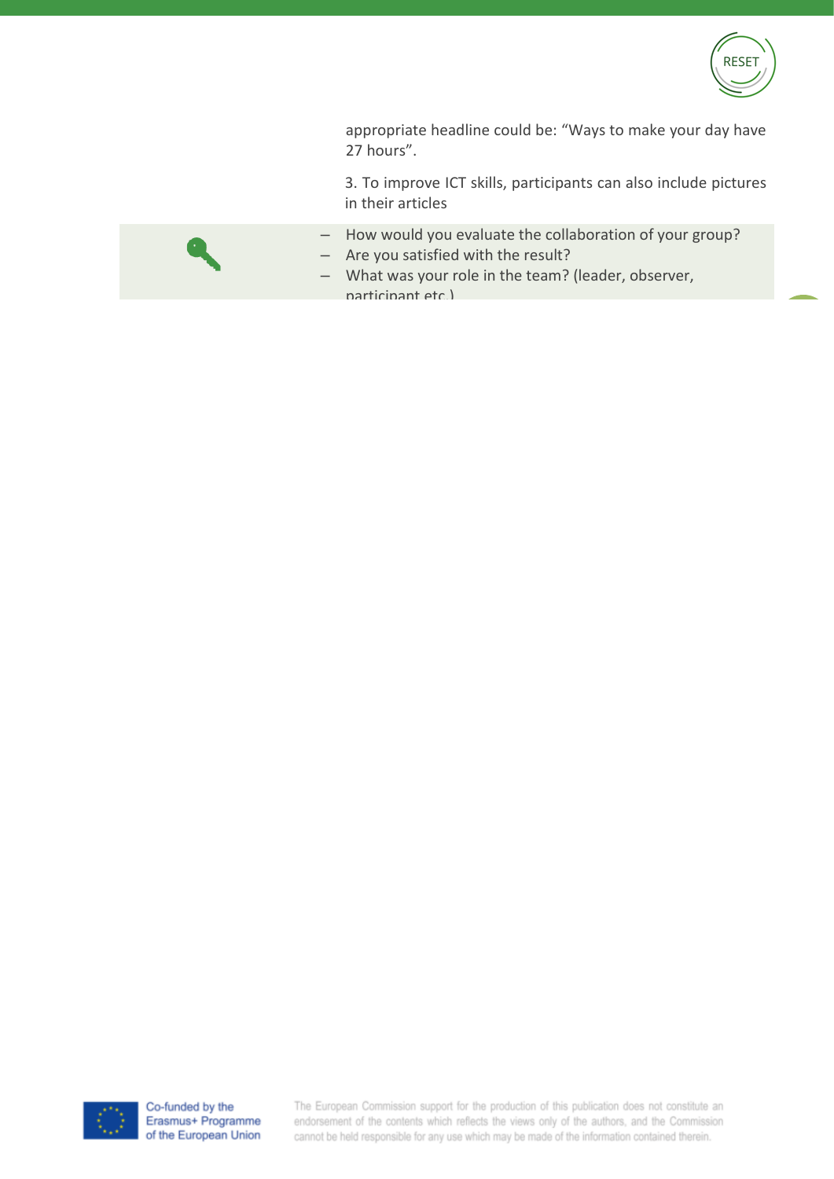appropriate headline could be: “Ways to make your day have 27 hours”.

3. To improve ICT skills, participants can also include pictures in their articles

- How would you evaluate the collaboration of your group?
- Are you satisfied with the result?
- What was your role in the team? (leader, observer, participant etc.)